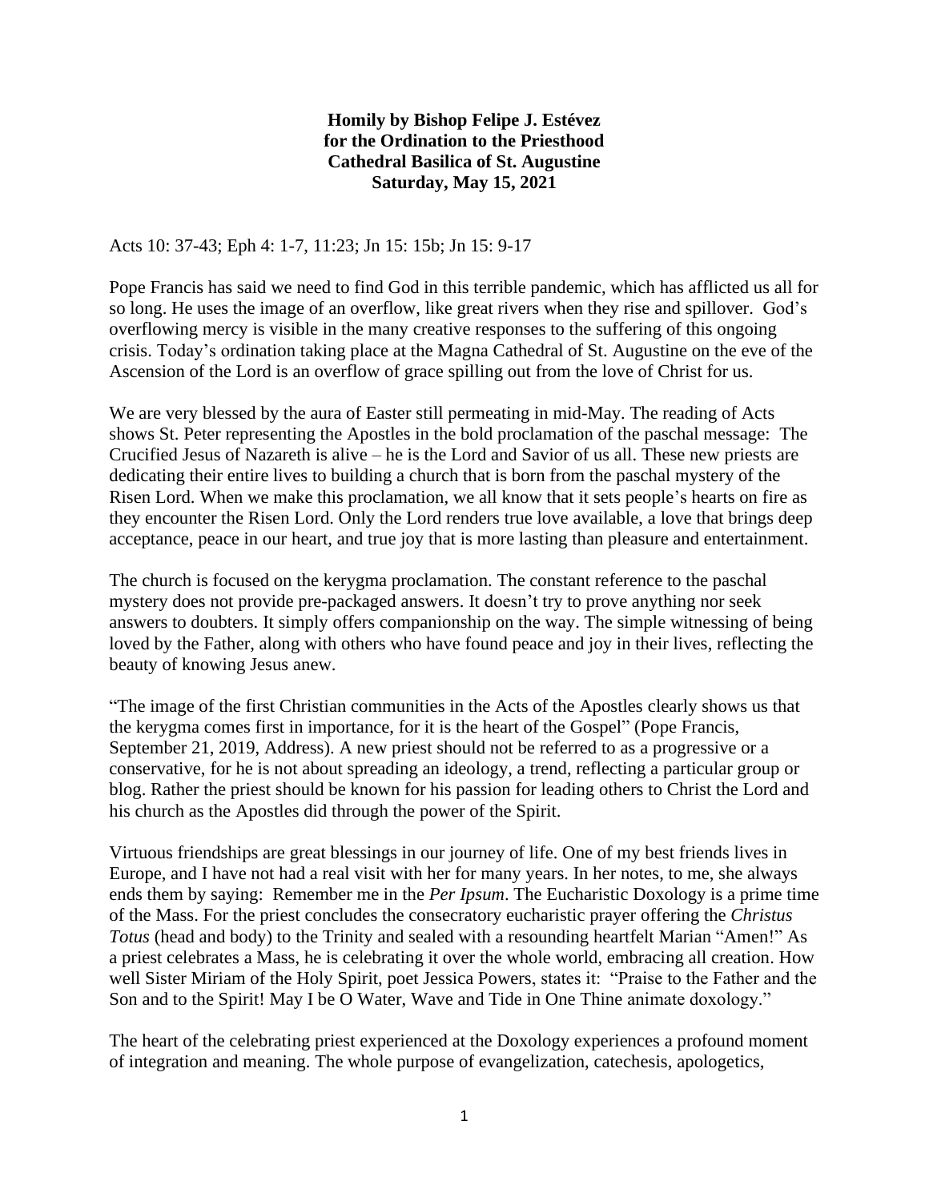**Homily by Bishop Felipe J. Estévez**
**for the Ordination to the Priesthood**
**Cathedral Basilica of St. Augustine**
**Saturday, May 15, 2021**

Acts 10: 37-43; Eph 4: 1-7, 11:23; Jn 15: 15b; Jn 15: 9-17

Pope Francis has said we need to find God in this terrible pandemic, which has afflicted us all for so long. He uses the image of an overflow, like great rivers when they rise and spillover. God's overflowing mercy is visible in the many creative responses to the suffering of this ongoing crisis. Today's ordination taking place at the Magna Cathedral of St. Augustine on the eve of the Ascension of the Lord is an overflow of grace spilling out from the love of Christ for us.

We are very blessed by the aura of Easter still permeating in mid-May. The reading of Acts shows St. Peter representing the Apostles in the bold proclamation of the paschal message: The Crucified Jesus of Nazareth is alive – he is the Lord and Savior of us all. These new priests are dedicating their entire lives to building a church that is born from the paschal mystery of the Risen Lord. When we make this proclamation, we all know that it sets people's hearts on fire as they encounter the Risen Lord. Only the Lord renders true love available, a love that brings deep acceptance, peace in our heart, and true joy that is more lasting than pleasure and entertainment.

The church is focused on the kerygma proclamation. The constant reference to the paschal mystery does not provide pre-packaged answers. It doesn't try to prove anything nor seek answers to doubters. It simply offers companionship on the way. The simple witnessing of being loved by the Father, along with others who have found peace and joy in their lives, reflecting the beauty of knowing Jesus anew.

"The image of the first Christian communities in the Acts of the Apostles clearly shows us that the kerygma comes first in importance, for it is the heart of the Gospel" (Pope Francis, September 21, 2019, Address). A new priest should not be referred to as a progressive or a conservative, for he is not about spreading an ideology, a trend, reflecting a particular group or blog. Rather the priest should be known for his passion for leading others to Christ the Lord and his church as the Apostles did through the power of the Spirit.

Virtuous friendships are great blessings in our journey of life. One of my best friends lives in Europe, and I have not had a real visit with her for many years. In her notes, to me, she always ends them by saying: Remember me in the *Per Ipsum*. The Eucharistic Doxology is a prime time of the Mass. For the priest concludes the consecratory eucharistic prayer offering the *Christus Totus* (head and body) to the Trinity and sealed with a resounding heartfelt Marian "Amen!" As a priest celebrates a Mass, he is celebrating it over the whole world, embracing all creation. How well Sister Miriam of the Holy Spirit, poet Jessica Powers, states it: "Praise to the Father and the Son and to the Spirit! May I be O Water, Wave and Tide in One Thine animate doxology."

The heart of the celebrating priest experienced at the Doxology experiences a profound moment of integration and meaning. The whole purpose of evangelization, catechesis, apologetics,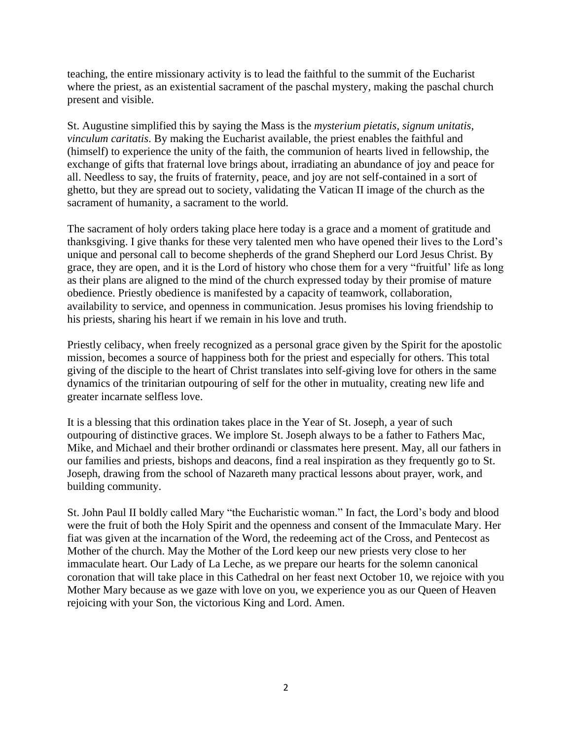teaching, the entire missionary activity is to lead the faithful to the summit of the Eucharist where the priest, as an existential sacrament of the paschal mystery, making the paschal church present and visible.

St. Augustine simplified this by saying the Mass is the *mysterium pietatis*, *signum unitatis*, *vinculum caritatis*. By making the Eucharist available, the priest enables the faithful and (himself) to experience the unity of the faith, the communion of hearts lived in fellowship, the exchange of gifts that fraternal love brings about, irradiating an abundance of joy and peace for all. Needless to say, the fruits of fraternity, peace, and joy are not self-contained in a sort of ghetto, but they are spread out to society, validating the Vatican II image of the church as the sacrament of humanity, a sacrament to the world.

The sacrament of holy orders taking place here today is a grace and a moment of gratitude and thanksgiving. I give thanks for these very talented men who have opened their lives to the Lord's unique and personal call to become shepherds of the grand Shepherd our Lord Jesus Christ. By grace, they are open, and it is the Lord of history who chose them for a very "fruitful' life as long as their plans are aligned to the mind of the church expressed today by their promise of mature obedience. Priestly obedience is manifested by a capacity of teamwork, collaboration, availability to service, and openness in communication. Jesus promises his loving friendship to his priests, sharing his heart if we remain in his love and truth.

Priestly celibacy, when freely recognized as a personal grace given by the Spirit for the apostolic mission, becomes a source of happiness both for the priest and especially for others. This total giving of the disciple to the heart of Christ translates into self-giving love for others in the same dynamics of the trinitarian outpouring of self for the other in mutuality, creating new life and greater incarnate selfless love.

It is a blessing that this ordination takes place in the Year of St. Joseph, a year of such outpouring of distinctive graces. We implore St. Joseph always to be a father to Fathers Mac, Mike, and Michael and their brother ordinandi or classmates here present. May, all our fathers in our families and priests, bishops and deacons, find a real inspiration as they frequently go to St. Joseph, drawing from the school of Nazareth many practical lessons about prayer, work, and building community.

St. John Paul II boldly called Mary "the Eucharistic woman." In fact, the Lord's body and blood were the fruit of both the Holy Spirit and the openness and consent of the Immaculate Mary. Her fiat was given at the incarnation of the Word, the redeeming act of the Cross, and Pentecost as Mother of the church. May the Mother of the Lord keep our new priests very close to her immaculate heart. Our Lady of La Leche, as we prepare our hearts for the solemn canonical coronation that will take place in this Cathedral on her feast next October 10, we rejoice with you Mother Mary because as we gaze with love on you, we experience you as our Queen of Heaven rejoicing with your Son, the victorious King and Lord. Amen.